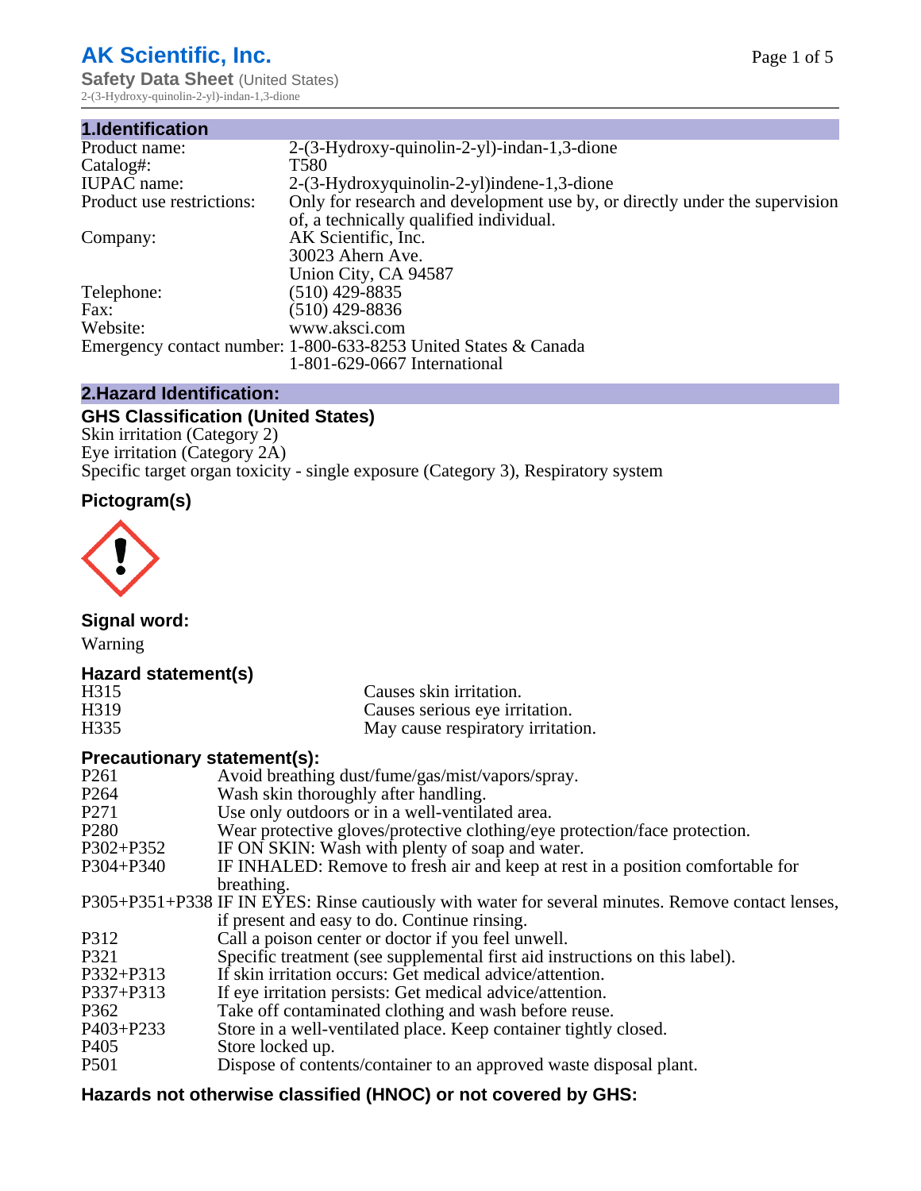# AK Scientific, Inc.

**Safety Data Sheet** (United States)
2-(3-Hydroxy-quinolin-2-yl)-indan-1,3-dione

## 1.Identification

| | |
|---|---|
| Product name: | 2-(3-Hydroxy-quinolin-2-yl)-indan-1,3-dione |
| Catalog#: | T580 |
| IUPAC name: | 2-(3-Hydroxyquinolin-2-yl)indene-1,3-dione |
| Product use restrictions: | Only for research and development use by, or directly under the supervision of, a technically qualified individual. |
| Company: | AK Scientific, Inc.<br>30023 Ahern Ave.<br>Union City, CA 94587 |
| Telephone: | (510) 429-8835 |
| Fax: | (510) 429-8836 |
| Website: | www.aksci.com |
| Emergency contact number: | 1-800-633-8253 United States & Canada<br>1-801-629-0667 International |

## 2.Hazard Identification:

### GHS Classification (United States)

Skin irritation (Category 2)
Eye irritation (Category 2A)
Specific target organ toxicity - single exposure (Category 3), Respiratory system

### Pictogram(s)

### Signal word:

Warning

### Hazard statement(s)

| | |
|---|---|
| H315 | Causes skin irritation. |
| H319 | Causes serious eye irritation. |
| H335 | May cause respiratory irritation. |

### Precautionary statement(s):

| | |
|---|---|
| P261 | Avoid breathing dust/fume/gas/mist/vapors/spray. |
| P264 | Wash skin thoroughly after handling. |
| P271 | Use only outdoors or in a well-ventilated area. |
| P280 | Wear protective gloves/protective clothing/eye protection/face protection. |
| P302+P352 | IF ON SKIN: Wash with plenty of soap and water. |
| P304+P340 | IF INHALED: Remove to fresh air and keep at rest in a position comfortable for breathing. |
| P305+P351+P338 | IF IN EYES: Rinse cautiously with water for several minutes. Remove contact lenses, if present and easy to do. Continue rinsing. |
| P312 | Call a poison center or doctor if you feel unwell. |
| P321 | Specific treatment (see supplemental first aid instructions on this label). |
| P332+P313 | If skin irritation occurs: Get medical advice/attention. |
| P337+P313 | If eye irritation persists: Get medical advice/attention. |
| P362 | Take off contaminated clothing and wash before reuse. |
| P403+P233 | Store in a well-ventilated place. Keep container tightly closed. |
| P405 | Store locked up. |
| P501 | Dispose of contents/container to an approved waste disposal plant. |

### Hazards not otherwise classified (HNOC) or not covered by GHS: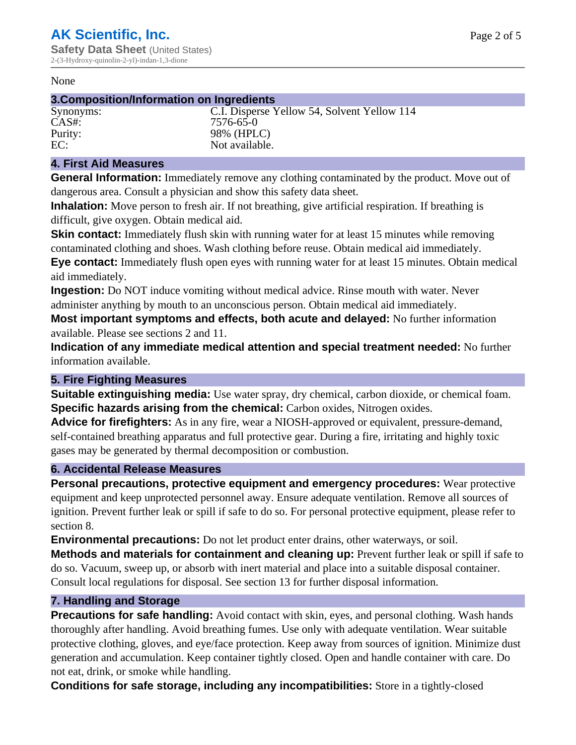None

## 3.Composition/Information on Ingredients

| | |
|---|---|
| Synonyms: | C.I. Disperse Yellow 54, Solvent Yellow 114 |
| CAS#: | 7576-65-0 |
| Purity: | 98% (HPLC) |
| EC: | Not available. |

## 4. First Aid Measures

**General Information:** Immediately remove any clothing contaminated by the product. Move out of dangerous area. Consult a physician and show this safety data sheet.

**Inhalation:** Move person to fresh air. If not breathing, give artificial respiration. If breathing is difficult, give oxygen. Obtain medical aid.

**Skin contact:** Immediately flush skin with running water for at least 15 minutes while removing contaminated clothing and shoes. Wash clothing before reuse. Obtain medical aid immediately.

**Eye contact:** Immediately flush open eyes with running water for at least 15 minutes. Obtain medical aid immediately.

**Ingestion:** Do NOT induce vomiting without medical advice. Rinse mouth with water. Never administer anything by mouth to an unconscious person. Obtain medical aid immediately.

**Most important symptoms and effects, both acute and delayed:** No further information available. Please see sections 2 and 11.

**Indication of any immediate medical attention and special treatment needed:** No further information available.

## 5. Fire Fighting Measures

**Suitable extinguishing media:** Use water spray, dry chemical, carbon dioxide, or chemical foam.

**Specific hazards arising from the chemical:** Carbon oxides, Nitrogen oxides.

**Advice for firefighters:** As in any fire, wear a NIOSH-approved or equivalent, pressure-demand, self-contained breathing apparatus and full protective gear. During a fire, irritating and highly toxic gases may be generated by thermal decomposition or combustion.

## 6. Accidental Release Measures

**Personal precautions, protective equipment and emergency procedures:** Wear protective equipment and keep unprotected personnel away. Ensure adequate ventilation. Remove all sources of ignition. Prevent further leak or spill if safe to do so. For personal protective equipment, please refer to section 8.

**Environmental precautions:** Do not let product enter drains, other waterways, or soil.

**Methods and materials for containment and cleaning up:** Prevent further leak or spill if safe to do so. Vacuum, sweep up, or absorb with inert material and place into a suitable disposal container. Consult local regulations for disposal. See section 13 for further disposal information.

## 7. Handling and Storage

**Precautions for safe handling:** Avoid contact with skin, eyes, and personal clothing. Wash hands thoroughly after handling. Avoid breathing fumes. Use only with adequate ventilation. Wear suitable protective clothing, gloves, and eye/face protection. Keep away from sources of ignition. Minimize dust generation and accumulation. Keep container tightly closed. Open and handle container with care. Do not eat, drink, or smoke while handling.

**Conditions for safe storage, including any incompatibilities:** Store in a tightly-closed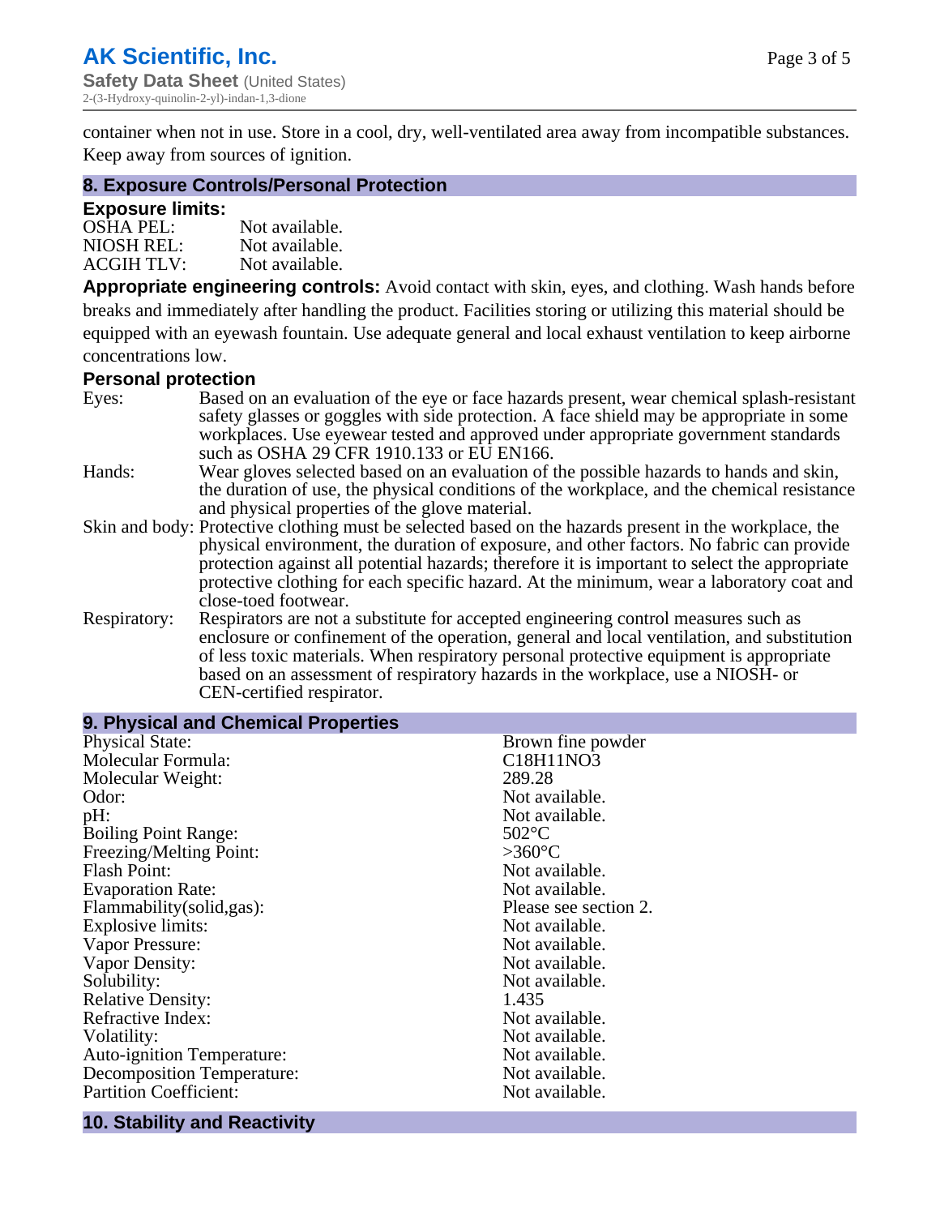container when not in use. Store in a cool, dry, well-ventilated area away from incompatible substances. Keep away from sources of ignition.

## 8. Exposure Controls/Personal Protection

### Exposure limits:

| | |
|---|---|
| OSHA PEL: | Not available. |
| NIOSH REL: | Not available. |
| ACGIH TLV: | Not available. |

**Appropriate engineering controls:** Avoid contact with skin, eyes, and clothing. Wash hands before breaks and immediately after handling the product. Facilities storing or utilizing this material should be equipped with an eyewash fountain. Use adequate general and local exhaust ventilation to keep airborne concentrations low.

### Personal protection

| | |
|---|---|
| Eyes: | Based on an evaluation of the eye or face hazards present, wear chemical splash-resistant safety glasses or goggles with side protection. A face shield may be appropriate in some workplaces. Use eyewear tested and approved under appropriate government standards such as OSHA 29 CFR 1910.133 or EU EN166. |
| Hands: | Wear gloves selected based on an evaluation of the possible hazards to hands and skin, the duration of use, the physical conditions of the workplace, and the chemical resistance and physical properties of the glove material. |
| Skin and body: | Protective clothing must be selected based on the hazards present in the workplace, the physical environment, the duration of exposure, and other factors. No fabric can provide protection against all potential hazards; therefore it is important to select the appropriate protective clothing for each specific hazard. At the minimum, wear a laboratory coat and close-toed footwear. |
| Respiratory: | Respirators are not a substitute for accepted engineering control measures such as enclosure or confinement of the operation, general and local ventilation, and substitution of less toxic materials. When respiratory personal protective equipment is appropriate based on an assessment of respiratory hazards in the workplace, use a NIOSH- or CEN-certified respirator. |

## 9. Physical and Chemical Properties

| | |
|---|---|
| Physical State: | Brown fine powder |
| Molecular Formula: | $C_{18}H_{11}NO_3$ |
| Molecular Weight: | 289.28 |
| Odor: | Not available. |
| pH: | Not available. |
| Boiling Point Range: | 502°C |
| Freezing/Melting Point: | >360°C |
| Flash Point: | Not available. |
| Evaporation Rate: | Not available. |
| Flammability(solid,gas): | Please see section 2. |
| Explosive limits: | Not available. |
| Vapor Pressure: | Not available. |
| Vapor Density: | Not available. |
| Solubility: | Not available. |
| Relative Density: | 1.435 |
| Refractive Index: | Not available. |
| Volatility: | Not available. |
| Auto-ignition Temperature: | Not available. |
| Decomposition Temperature: | Not available. |
| Partition Coefficient: | Not available. |

## 10. Stability and Reactivity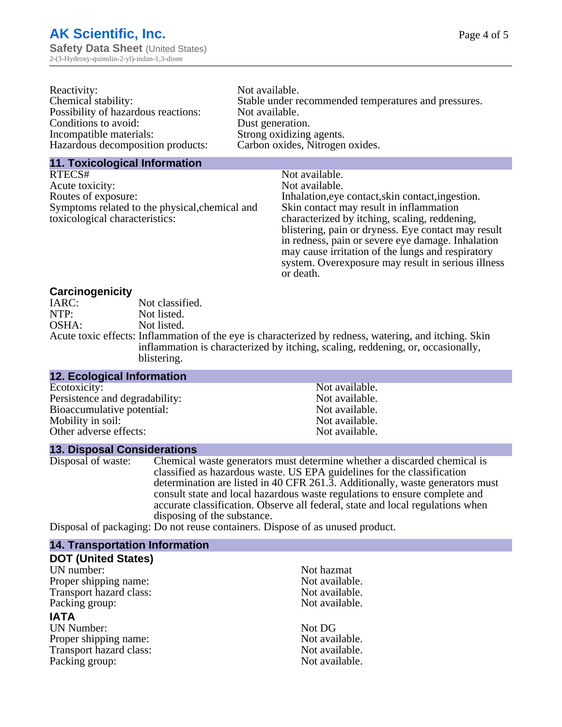Reactivity: Not available.
Chemical stability: Stable under recommended temperatures and pressures.
Possibility of hazardous reactions: Not available.
Conditions to avoid: Dust generation.
Incompatible materials: Strong oxidizing agents.
Hazardous decomposition products: Carbon oxides, Nitrogen oxides.

## 11. Toxicological Information

RTECS#: Not available.
Acute toxicity: Not available.
Routes of exposure: Inhalation,eye contact,skin contact,ingestion.
Symptoms related to the physical,chemical and toxicological characteristics: Skin contact may result in inflammation characterized by itching, scaling, reddening, blistering, pain or dryness. Eye contact may result in redness, pain or severe eye damage. Inhalation may cause irritation of the lungs and respiratory system. Overexposure may result in serious illness or death.

### Carcinogenicity

IARC: Not classified.
NTP: Not listed.
OSHA: Not listed.
Acute toxic effects: Inflammation of the eye is characterized by redness, watering, and itching. Skin inflammation is characterized by itching, scaling, reddening, or, occasionally, blistering.

## 12. Ecological Information

Ecotoxicity: Not available.
Persistence and degradability: Not available.
Bioaccumulative potential: Not available.
Mobility in soil: Not available.
Other adverse effects: Not available.

## 13. Disposal Considerations

Disposal of waste: Chemical waste generators must determine whether a discarded chemical is classified as hazardous waste. US EPA guidelines for the classification determination are listed in 40 CFR 261.3. Additionally, waste generators must consult state and local hazardous waste regulations to ensure complete and accurate classification. Observe all federal, state and local regulations when disposing of the substance.
Disposal of packaging: Do not reuse containers. Dispose of as unused product.

## 14. Transportation Information

### DOT (United States)

UN number: Not hazmat
Proper shipping name: Not available.
Transport hazard class: Not available.
Packing group: Not available.

### IATA

UN Number: Not DG
Proper shipping name: Not available.
Transport hazard class: Not available.
Packing group: Not available.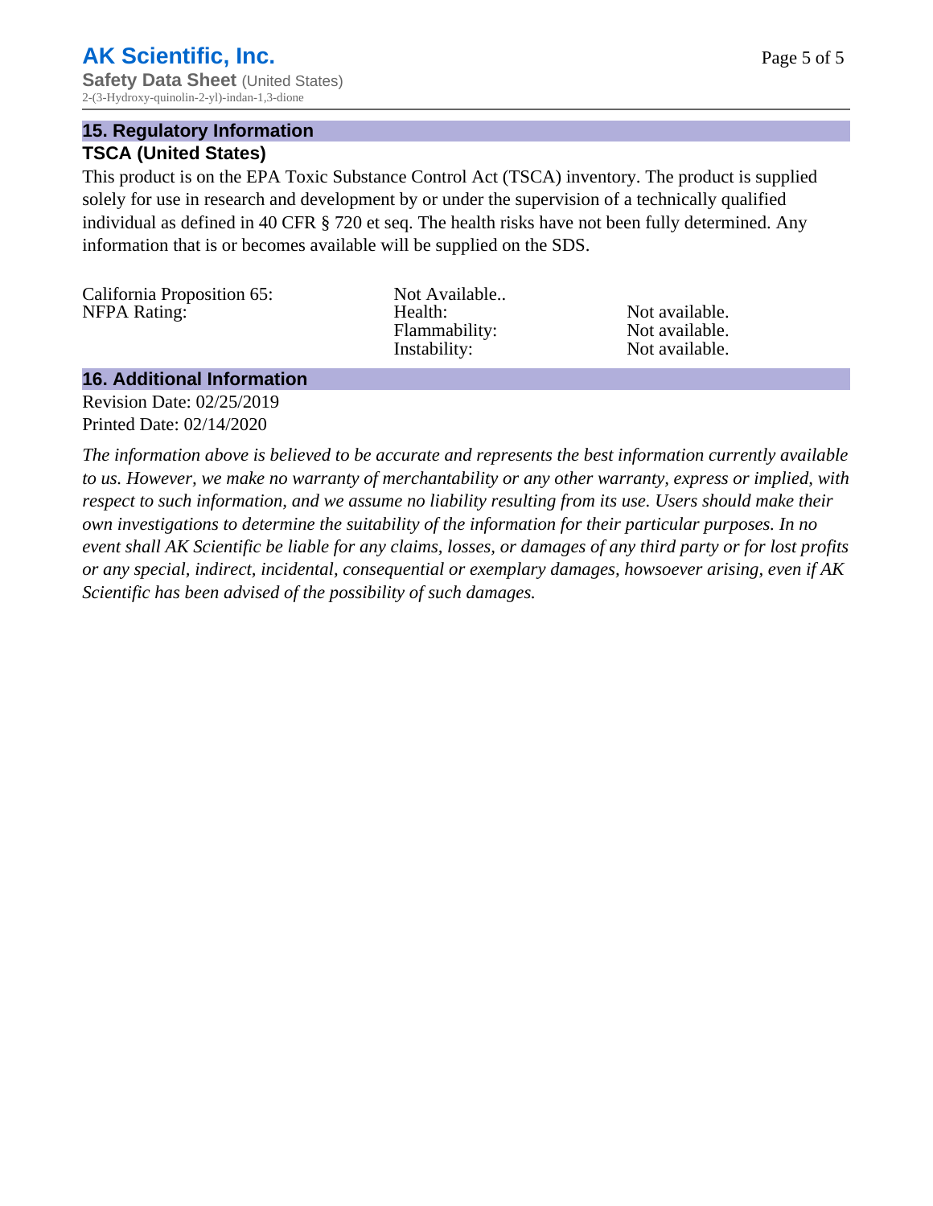## 15. Regulatory Information

### TSCA (United States)

This product is on the EPA Toxic Substance Control Act (TSCA) inventory. The product is supplied solely for use in research and development by or under the supervision of a technically qualified individual as defined in 40 CFR § 720 et seq. The health risks have not been fully determined. Any information that is or becomes available will be supplied on the SDS.

| | | |
|---|---|---|
| California Proposition 65: | Not Available.. | |
| NFPA Rating: | Health: | Not available. |
| | Flammability: | Not available. |
| | Instability: | Not available. |

## 16. Additional Information

Revision Date: 02/25/2019
Printed Date: 02/14/2020

*The information above is believed to be accurate and represents the best information currently available to us. However, we make no warranty of merchantability or any other warranty, express or implied, with respect to such information, and we assume no liability resulting from its use. Users should make their own investigations to determine the suitability of the information for their particular purposes. In no event shall AK Scientific be liable for any claims, losses, or damages of any third party or for lost profits or any special, indirect, incidental, consequential or exemplary damages, howsoever arising, even if AK Scientific has been advised of the possibility of such damages.*